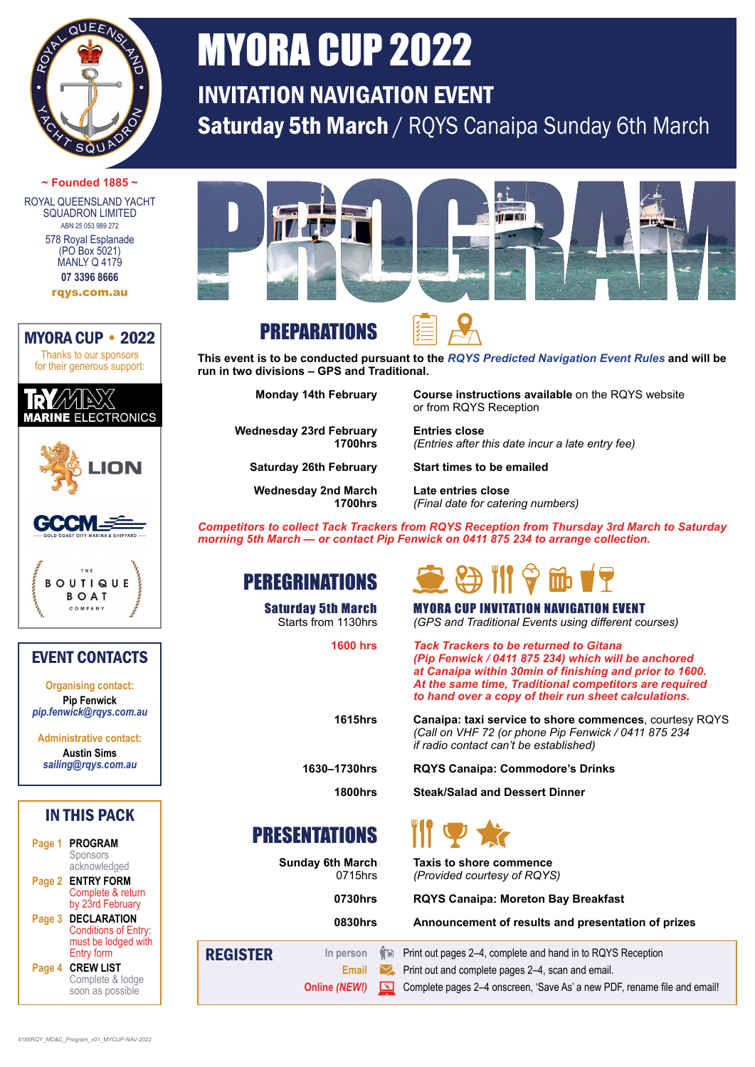# MYORA CUP 2022

## INVITATION NAVIGATION EVENT

## Saturday 5th March / RQYS Canaipa Sunday 6th March

~ Founded 1885 ~

ROYAL QUEENSLAND YACHT SQUADRON LIMITED
ABN 25 053 989 272
578 Royal Esplanade
(PO Box 5021)
MANLY Q 4179
**07 3396 8666**
**rqys.com.au**

## PROGRAM

## PREPARATIONS

**This event is to be conducted pursuant to the *RQYS Predicted Navigation Event Rules* and will be run in two divisions – GPS and Traditional.**

| | |
|---|---|
| **Monday 14th February** | **Course instructions available** on the RQYS website or from RQYS Reception |
| **Wednesday 23rd February 1700hrs** | **Entries close** *(Entries after this date incur a late entry fee)* |
| **Saturday 26th February** | **Start times to be emailed** |
| **Wednesday 2nd March 1700hrs** | **Late entries close** *(Final date for catering numbers)* |

***Competitors to collect Tack Trackers from RQYS Reception from Thursday 3rd March to Saturday morning 5th March — or contact Pip Fenwick on 0411 875 234 to arrange collection.***

## PEREGRINATIONS

| | |
|---|---|
| **Saturday 5th March** Starts from 1130hrs | **MYORA CUP INVITATION NAVIGATION EVENT** *(GPS and Traditional Events using different courses)* |
| **1600 hrs** | ***Tack Trackers to be returned to Gitana (Pip Fenwick / 0411 875 234) which will be anchored at Canaipa within 30min of finishing and prior to 1600. At the same time, Traditional competitors are required to hand over a copy of their run sheet calculations.*** |
| **1615hrs** | **Canaipa: taxi service to shore commences**, courtesy RQYS *(Call on VHF 72 (or phone Pip Fenwick / 0411 875 234 if radio contact can't be established)* |
| **1630–1730hrs** | **RQYS Canaipa: Commodore's Drinks** |
| **1800hrs** | **Steak/Salad and Dessert Dinner** |

## PRESENTATIONS

| | |
|---|---|
| **Sunday 6th March** 0715hrs | **Taxis to shore commence** *(Provided courtesy of RQYS)* |
| **0730hrs** | **RQYS Canaipa: Moreton Bay Breakfast** |
| **0830hrs** | **Announcement of results and presentation of prizes** |

## REGISTER

| | |
|---|---|
| In person | Print out pages 2–4, complete and hand in to RQYS Reception |
| Email | Print out and complete pages 2–4, scan and email. |
| Online *(NEW!)* | Complete pages 2–4 onscreen, 'Save As' a new PDF, rename file and email! |

## MYORA CUP • 2022

Thanks to our sponsors for their generous support:

TRYMAX MARINE ELECTRONICS
LION
GCCM GOLD COAST CITY MARINA & SHIPYARD
THE BOUTIQUE BOAT COMPANY

## EVENT CONTACTS

**Organising contact:**
Pip Fenwick
*pip.fenwick@rqys.com.au*

**Administrative contact:**
Austin Sims
*sailing@rqys.com.au*

## IN THIS PACK

- **Page 1 PROGRAM** – Sponsors acknowledged
- **Page 2 ENTRY FORM** – Complete & return by 23rd February
- **Page 3 DECLARATION** – Conditions of Entry: must be lodged with Entry form
- **Page 4 CREW LIST** – Complete & lodge soon as possible

4186RQY_MD&C_Program_v01_MYCUP-NAV-2022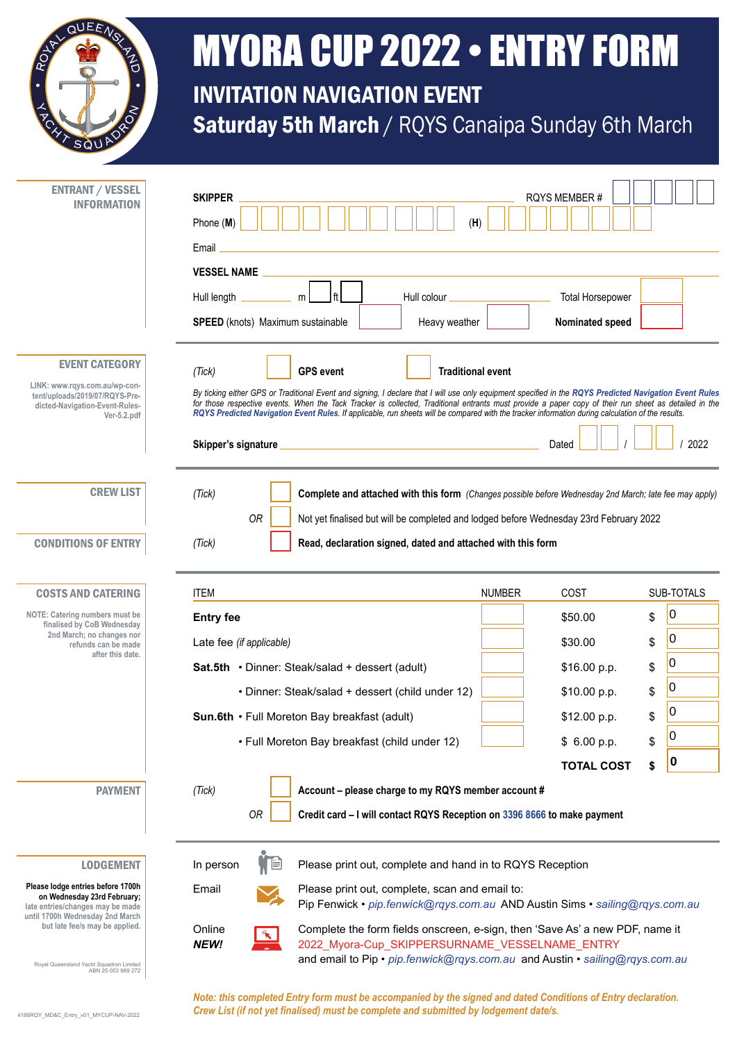# MYORA CUP 2022 • ENTRY FORM

## INVITATION NAVIGATION EVENT

### **Saturday 5th March** / RQYS Canaipa Sunday 6th March

## ENTRANT / VESSEL INFORMATION

**SKIPPER** ______________________ RQYS MEMBER # ____

Phone (**M**) ____________ (**H**) ____________

Email ______________________

**VESSEL NAME** ______________________

Hull length ______ m ☐ ft ☐ Hull colour ____________ Total Horsepower ____

**SPEED** (knots) Maximum sustainable ____ Heavy weather ____ **Nominated speed** ____

## EVENT CATEGORY

LINK: www.rqys.com.au/wp-content/uploads/2019/07/RQYS-Predicted-Navigation-Event-Rules-Ver-5.2.pdf

*(Tick)* ☐ **GPS event** ☐ **Traditional event**

*By ticking either GPS or Traditional Event and signing, I declare that I will use only equipment specified in the **RQYS Predicted Navigation Event Rules** for those respective events. When the Tack Tracker is collected, Traditional entrants must provide a paper copy of their run sheet as detailed in the **RQYS Predicted Navigation Event Rules**. If applicable, run sheets will be compared with the tracker information during calculation of the results.*

**Skipper's signature** ______________________ Dated ____ / ____ / 2022

## CREW LIST

*(Tick)* ☐ **Complete and attached with this form** *(Changes possible before Wednesday 2nd March; late fee may apply)*

*OR* ☐ Not yet finalised but will be completed and lodged before Wednesday 23rd February 2022

## CONDITIONS OF ENTRY

*(Tick)* ☐ **Read, declaration signed, dated and attached with this form**

## COSTS AND CATERING

NOTE: Catering numbers must be finalised by CoB Wednesday 2nd March; no changes nor refunds can be made after this date.

| ITEM | NUMBER | COST | SUB-TOTALS |
|---|---|---|---|
| **Entry fee** | | $50.00 | $ 0 |
| Late fee *(if applicable)* | | $30.00 | $ 0 |
| **Sat.5th** • Dinner: Steak/salad + dessert (adult) | | $16.00 p.p. | $ 0 |
| • Dinner: Steak/salad + dessert (child under 12) | | $10.00 p.p. | $ 0 |
| **Sun.6th** • Full Moreton Bay breakfast (adult) | | $12.00 p.p. | $ 0 |
| • Full Moreton Bay breakfast (child under 12) | | $ 6.00 p.p. | $ 0 |
| | | **TOTAL COST** | **$ 0** |

## PAYMENT

*(Tick)* ☐ **Account – please charge to my RQYS member account #**

*OR* ☐ **Credit card – I will contact RQYS Reception on 3396 8666 to make payment**

## LODGEMENT

**Please lodge entries before 1700h on Wednesday 23rd February;** late entries/changes may be made until 1700h Wednesday 2nd March but late fee/s may be applied.

In person — Please print out, complete and hand in to RQYS Reception

Email — Please print out, complete, scan and email to: Pip Fenwick • *pip.fenwick@rqys.com.au* AND Austin Sims • *sailing@rqys.com.au*

Online ***NEW!*** — Complete the form fields onscreen, e-sign, then 'Save As' a new PDF, name it 2022_Myora-Cup_SKIPPERSURNAME_VESSELNAME_ENTRY and email to Pip • *pip.fenwick@rqys.com.au* and Austin • *sailing@rqys.com.au*

***Note: this completed Entry form must be accompanied by the signed and dated Conditions of Entry declaration. Crew List (if not yet finalised) must be complete and submitted by lodgement date/s.***

Royal Queensland Yacht Squadron Limited ABN 25 053 989 272

4186RQY_MD&C_Entry_v01_MYCUP-NAV-2022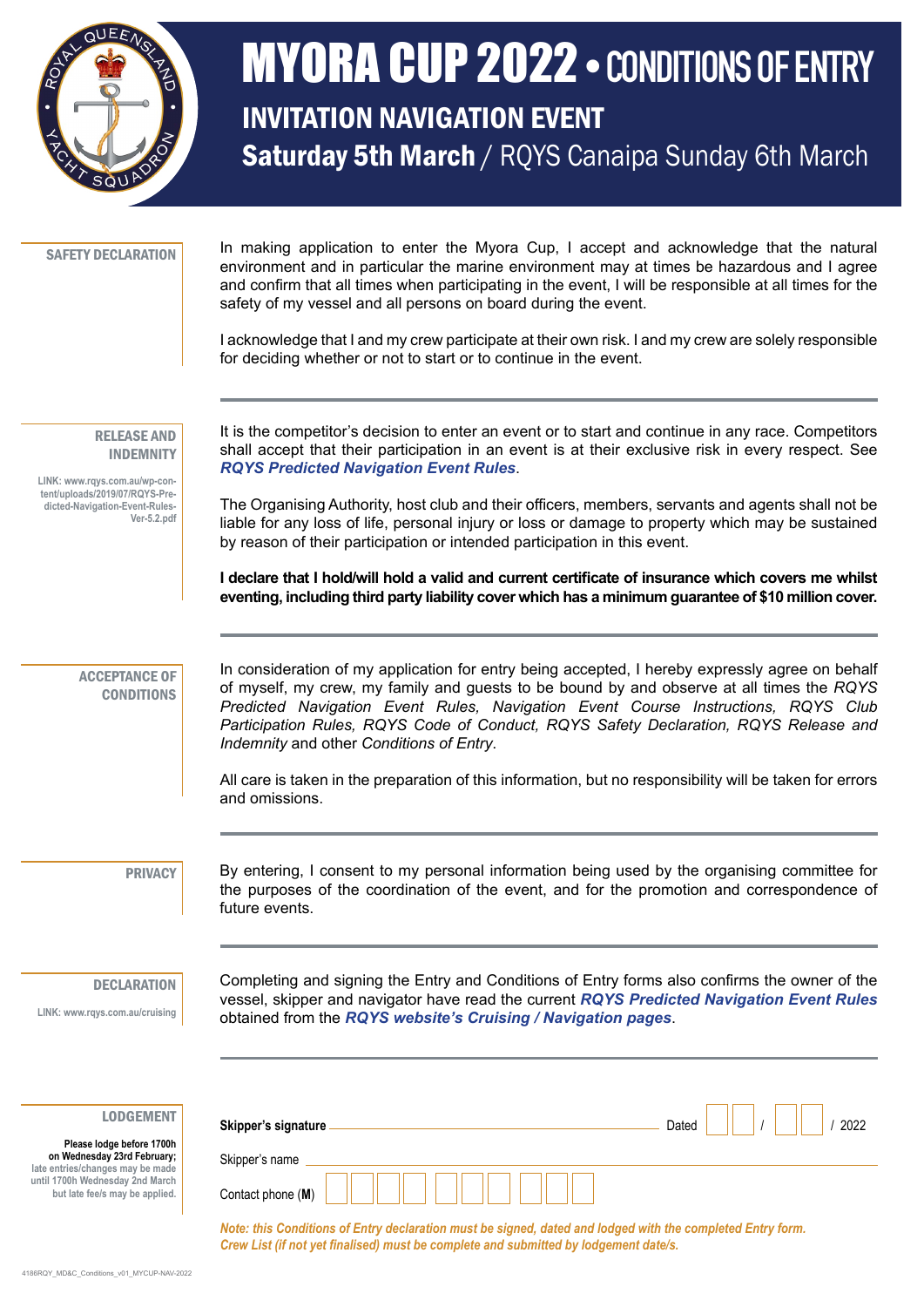# MYORA CUP 2022 • CONDITIONS OF ENTRY

## INVITATION NAVIGATION EVENT

### Saturday 5th March / RQYS Canaipa Sunday 6th March

**SAFETY DECLARATION**

In making application to enter the Myora Cup, I accept and acknowledge that the natural environment and in particular the marine environment may at times be hazardous and I agree and confirm that all times when participating in the event, I will be responsible at all times for the safety of my vessel and all persons on board during the event.

I acknowledge that I and my crew participate at their own risk. I and my crew are solely responsible for deciding whether or not to start or to continue in the event.

---

**RELEASE AND INDEMNITY**

LINK: www.rqys.com.au/wp-content/uploads/2019/07/RQYS-Predicted-Navigation-Event-Rules-Ver-5.2.pdf

It is the competitor's decision to enter an event or to start and continue in any race. Competitors shall accept that their participation in an event is at their exclusive risk in every respect. See ***RQYS Predicted Navigation Event Rules***.

The Organising Authority, host club and their officers, members, servants and agents shall not be liable for any loss of life, personal injury or loss or damage to property which may be sustained by reason of their participation or intended participation in this event.

**I declare that I hold/will hold a valid and current certificate of insurance which covers me whilst eventing, including third party liability cover which has a minimum guarantee of $10 million cover.**

---

**ACCEPTANCE OF CONDITIONS**

In consideration of my application for entry being accepted, I hereby expressly agree on behalf of myself, my crew, my family and guests to be bound by and observe at all times the *RQYS Predicted Navigation Event Rules, Navigation Event Course Instructions, RQYS Club Participation Rules, RQYS Code of Conduct, RQYS Safety Declaration, RQYS Release and Indemnity* and other *Conditions of Entry*.

All care is taken in the preparation of this information, but no responsibility will be taken for errors and omissions.

---

**PRIVACY**

By entering, I consent to my personal information being used by the organising committee for the purposes of the coordination of the event, and for the promotion and correspondence of future events.

---

**DECLARATION**

LINK: www.rqys.com.au/cruising

Completing and signing the Entry and Conditions of Entry forms also confirms the owner of the vessel, skipper and navigator have read the current ***RQYS Predicted Navigation Event Rules*** obtained from the ***RQYS website's Cruising / Navigation pages***.

---

**LODGEMENT**

**Please lodge before 1700h on Wednesday 23rd February;** late entries/changes may be made until 1700h Wednesday 2nd March but late fee/s may be applied.

**Skipper's signature** ______________________ Dated ___ / ___ / 2022

Skipper's name ______________________

Contact phone (**M**) ______________________

*Note: this Conditions of Entry declaration must be signed, dated and lodged with the completed Entry form. Crew List (if not yet finalised) must be complete and submitted by lodgement date/s.*

4186RQY_MD&C_Conditions_v01_MYCUP-NAV-2022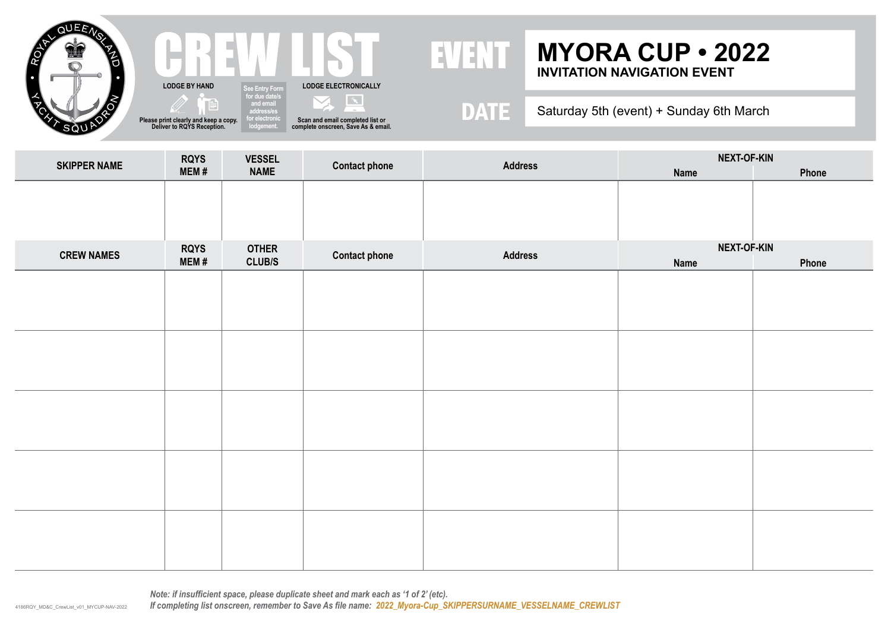# CREW LIST

**LODGE BY HAND**

Please print clearly and keep a copy. Deliver to RQYS Reception.

See Entry Form for due date/s and email address/es for electronic lodgement.

**LODGE ELECTRONICALLY**

Scan and email completed list or complete onscreen, Save As & email.

**EVENT**

# MYORA CUP • 2022

**INVITATION NAVIGATION EVENT**

**DATE**

Saturday 5th (event) + Sunday 6th March

| SKIPPER NAME | RQYS MEM # | VESSEL NAME | Contact phone | Address | NEXT-OF-KIN | |
|---|---|---|---|---|---|---|
| | | | | | Name | Phone |
| | | | | | | |

| CREW NAMES | RQYS MEM # | OTHER CLUB/S | Contact phone | Address | NEXT-OF-KIN | |
|---|---|---|---|---|---|---|
| | | | | | Name | Phone |
| | | | | | | |
| | | | | | | |
| | | | | | | |
| | | | | | | |
| | | | | | | |

4186RQY_MD&C_CrewList_v01_MYCUP-NAV-2022

*Note: if insufficient space, please duplicate sheet and mark each as '1 of 2' (etc).*

*If completing list onscreen, remember to Save As file name: 2022_Myora-Cup_SKIPPERSURNAME_VESSELNAME_CREWLIST*